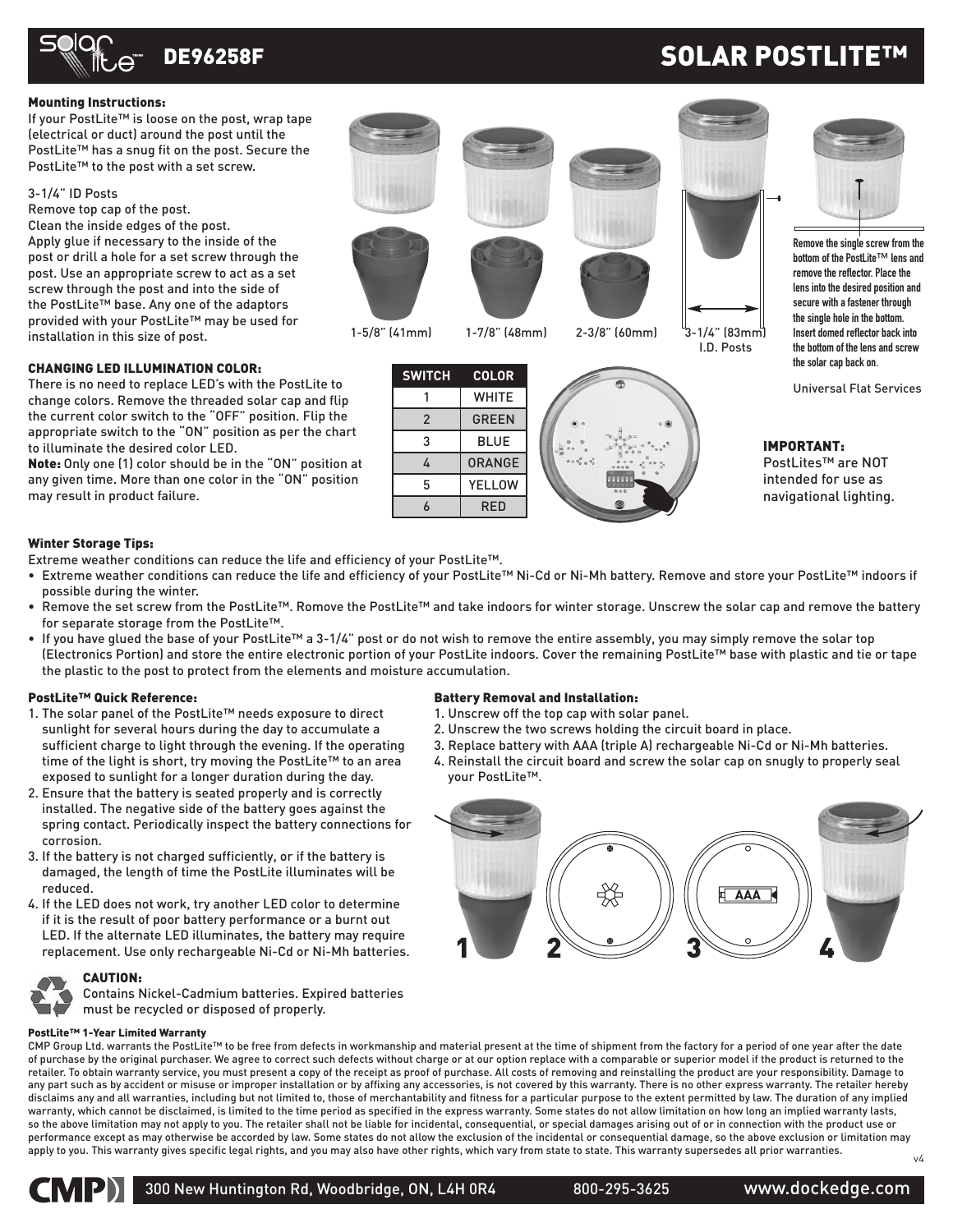# DE96258F SOLAR POSTLITE™

### Mounting Instructions:

If your PostLite™ is loose on the post, wrap tape (electrical or duct) around the post until the PostLite™ has a snug fit on the post. Secure the PostLite™ to the post with a set screw.

3-1/4" ID Posts
Remove top cap of the post.
Clean the inside edges of the post.
Apply glue if necessary to the inside of the post or drill a hole for a set screw through the post. Use an appropriate screw to act as a set screw through the post and into the side of the PostLite™ base. Any one of the adaptors provided with your PostLite™ may be used for installation in this size of post.

1-5/8" (41mm) 1-7/8" (48mm) 2-3/8" (60mm) 3-1/4" (83mm) I.D. Posts

Remove the single screw from the bottom of the PostLite™ lens and remove the reflector. Place the lens into the desired position and secure with a fastener through the single hole in the bottom. Insert domed reflector back into the bottom of the lens and screw the solar cap back on.

Universal Flat Services

### CHANGING LED ILLUMINATION COLOR:

There is no need to replace LED's with the PostLite to change colors. Remove the threaded solar cap and flip the current color switch to the "OFF" position. Flip the appropriate switch to the "ON" position as per the chart to illuminate the desired color LED.
**Note:** Only one (1) color should be in the "ON" position at any given time. More than one color in the "ON" position may result in product failure.

| SWITCH | COLOR |
|---|---|
| 1 | WHITE |
| 2 | GREEN |
| 3 | BLUE |
| 4 | ORANGE |
| 5 | YELLOW |
| 6 | RED |

**IMPORTANT:**
PostLites™ are NOT intended for use as navigational lighting.

### Winter Storage Tips:

Extreme weather conditions can reduce the life and efficiency of your PostLite™.

- Extreme weather conditions can reduce the life and efficiency of your PostLite™ Ni-Cd or Ni-Mh battery. Remove and store your PostLite™ indoors if possible during the winter.
- Remove the set screw from the PostLite™. Romove the PostLite™ and take indoors for winter storage. Unscrew the solar cap and remove the battery for separate storage from the PostLite™.
- If you have glued the base of your PostLite™ a 3-1/4" post or do not wish to remove the entire assembly, you may simply remove the solar top (Electronics Portion) and store the entire electronic portion of your PostLite indoors. Cover the remaining PostLite™ base with plastic and tie or tape the plastic to the post to protect from the elements and moisture accumulation.

### PostLite™ Quick Reference:

1. The solar panel of the PostLite™ needs exposure to direct sunlight for several hours during the day to accumulate a sufficient charge to light through the evening. If the operating time of the light is short, try moving the PostLite™ to an area exposed to sunlight for a longer duration during the day.
2. Ensure that the battery is seated properly and is correctly installed. The negative side of the battery goes against the spring contact. Periodically inspect the battery connections for corrosion.
3. If the battery is not charged sufficiently, or if the battery is damaged, the length of time the PostLite illuminates will be reduced.
4. If the LED does not work, try another LED color to determine if it is the result of poor battery performance or a burnt out LED. If the alternate LED illuminates, the battery may require replacement. Use only rechargeable Ni-Cd or Ni-Mh batteries.

**CAUTION:**
Contains Nickel-Cadmium batteries. Expired batteries must be recycled or disposed of properly.

### Battery Removal and Installation:

1. Unscrew off the top cap with solar panel.
2. Unscrew the two screws holding the circuit board in place.
3. Replace battery with AAA (triple A) rechargeable Ni-Cd or Ni-Mh batteries.
4. Reinstall the circuit board and screw the solar cap on snugly to properly seal your PostLite™.

### PostLite™ 1-Year Limited Warranty

CMP Group Ltd. warrants the PostLite™ to be free from defects in workmanship and material present at the time of shipment from the factory for a period of one year after the date of purchase by the original purchaser. We agree to correct such defects without charge or at our option replace with a comparable or superior model if the product is returned to the retailer. To obtain warranty service, you must present a copy of the receipt as proof of purchase. All costs of removing and reinstalling the product are your responsibility. Damage to any part such as by accident or misuse or improper installation or by affixing any accessories, is not covered by this warranty. There is no other express warranty. The retailer hereby disclaims any and all warranties, including but not limited to, those of merchantability and fitness for a particular purpose to the extent permitted by law. The duration of any implied warranty, which cannot be disclaimed, is limited to the time period as specified in the express warranty. Some states do not allow limitation on how long an implied warranty lasts, so the above limitation may not apply to you. The retailer shall not be liable for incidental, consequential, or special damages arising out of or in connection with the product use or performance except as may otherwise be accorded by law. Some states do not allow the exclusion of the incidental or consequential damage, so the above exclusion or limitation may apply to you. This warranty gives specific legal rights, and you may also have other rights, which vary from state to state. This warranty supersedes all prior warranties.

v4

CMP 300 New Huntington Rd, Woodbridge, ON, L4H 0R4 800-295-3625 www.dockedge.com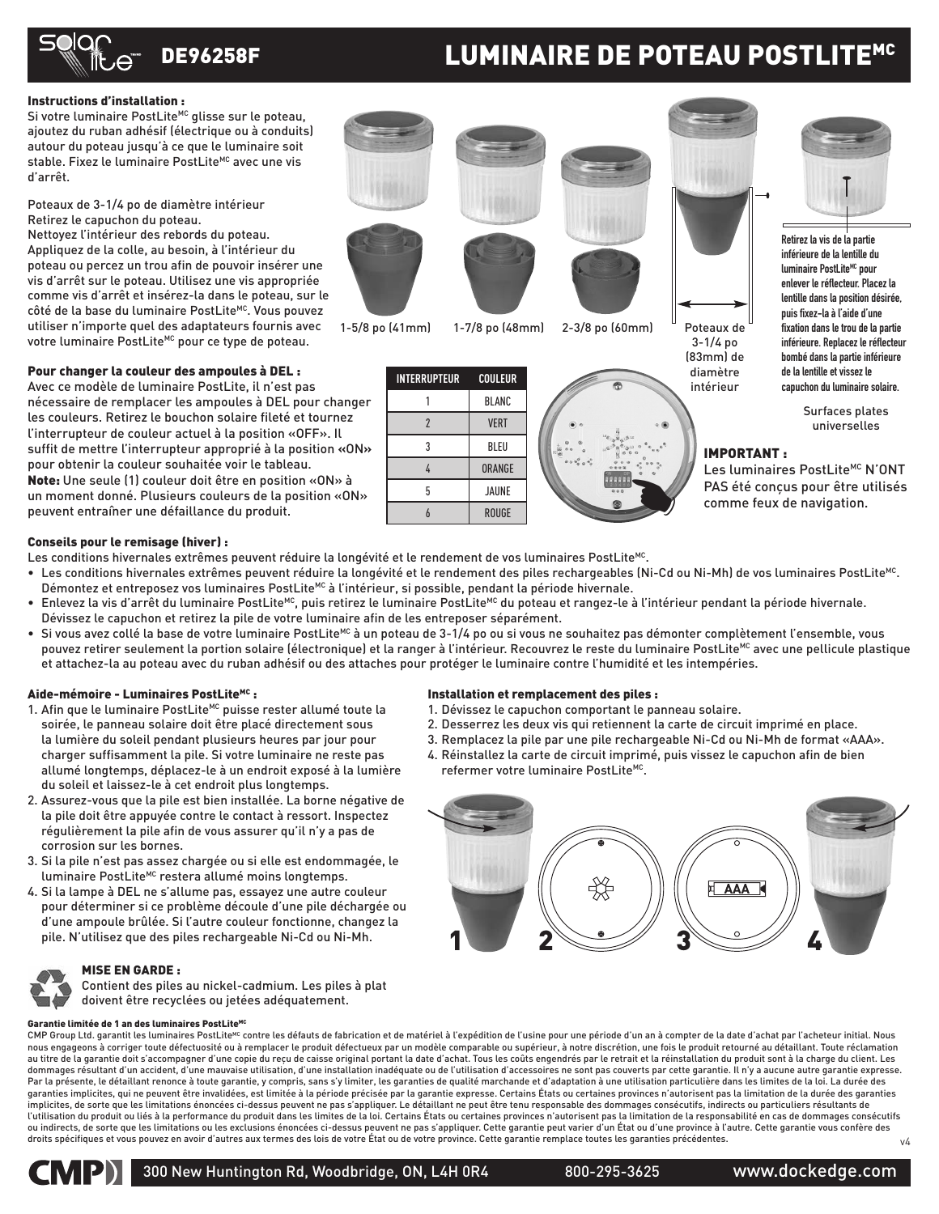# DE96258F LUMINAIRE DE POTEAU POSTLITE[MC]

### Instructions d'installation :

Si votre luminaire PostLite[MC] glisse sur le poteau, ajoutez du ruban adhésif (électrique ou à conduits) autour du poteau jusqu'à ce que le luminaire soit stable. Fixez le luminaire PostLite[MC] avec une vis d'arrêt.

Poteaux de 3-1/4 po de diamètre intérieur
Retirez le capuchon du poteau.
Nettoyez l'intérieur des rebords du poteau.
Appliquez de la colle, au besoin, à l'intérieur du poteau ou percez un trou afin de pouvoir insérer une vis d'arrêt sur le poteau. Utilisez une vis appropriée comme vis d'arrêt et insérez-la dans le poteau, sur le côté de la base du luminaire PostLite[MC]. Vous pouvez utiliser n'importe quel des adaptateurs fournis avec votre luminaire PostLite[MC] pour ce type de poteau.

1-5/8 po (41mm)

1-7/8 po (48mm)

2-3/8 po (60mm)

Poteaux de 3-1/4 po (83mm) de diamètre intérieur

Retirez la vis de la partie inférieure de la lentille du luminaire PostLite[MC] pour enlever le réflecteur. Placez la lentille dans la position désirée, puis fixez-la à l'aide d'une fixation dans le trou de la partie inférieure. Replacez le réflecteur bombé dans la partie inférieure de la lentille et vissez le capuchon du luminaire solaire.

Surfaces plates universelles

### Pour changer la couleur des ampoules à DEL :

Avec ce modèle de luminaire PostLite, il n'est pas nécessaire de remplacer les ampoules à DEL pour changer les couleurs. Retirez le bouchon solaire fileté et tournez l'interrupteur de couleur actuel à la position «OFF». Il suffit de mettre l'interrupteur approprié à la position «ON» pour obtenir la couleur souhaitée voir le tableau.
**Note:** Une seule (1) couleur doit être en position «ON» à un moment donné. Plusieurs couleurs de la position «ON» peuvent entraîner une défaillance du produit.

| INTERRUPTEUR | COULEUR |
|---|---|
| 1 | BLANC |
| 2 | VERT |
| 3 | BLEU |
| 4 | ORANGE |
| 5 | JAUNE |
| 6 | ROUGE |

### IMPORTANT :

Les luminaires PostLite[MC] N'ONT PAS été conçus pour être utilisés comme feux de navigation.

### Conseils pour le remisage (hiver) :

Les conditions hivernales extrêmes peuvent réduire la longévité et le rendement de vos luminaires PostLite[MC].

- Les conditions hivernales extrêmes peuvent réduire la longévité et le rendement des piles rechargeables (Ni-Cd ou Ni-Mh) de vos luminaires PostLite[MC]. Démontez et entreposez vos luminaires PostLite[MC] à l'intérieur, si possible, pendant la période hivernale.
- Enlevez la vis d'arrêt du luminaire PostLite[MC], puis retirez le luminaire PostLite[MC] du poteau et rangez-le à l'intérieur pendant la période hivernale. Dévissez le capuchon et retirez la pile de votre luminaire afin de les entreposer séparément.
- Si vous avez collé la base de votre luminaire PostLite[MC] à un poteau de 3-1/4 po ou si vous ne souhaitez pas démonter complètement l'ensemble, vous pouvez retirer seulement la portion solaire (électronique) et la ranger à l'intérieur. Recouvrez le reste du luminaire PostLite[MC] avec une pellicule plastique et attachez-la au poteau avec du ruban adhésif ou des attaches pour protéger le luminaire contre l'humidité et les intempéries.

### Aide-mémoire - Luminaires PostLite[MC] :

1. Afin que le luminaire PostLite[MC] puisse rester allumé toute la soirée, le panneau solaire doit être placé directement sous la lumière du soleil pendant plusieurs heures par jour pour charger suffisamment la pile. Si votre luminaire ne reste pas allumé longtemps, déplacez-le à un endroit exposé à la lumière du soleil et laissez-le à cet endroit plus longtemps.
2. Assurez-vous que la pile est bien installée. La borne négative de la pile doit être appuyée contre le contact à ressort. Inspectez régulièrement la pile afin de vous assurer qu'il n'y a pas de corrosion sur les bornes.
3. Si la pile n'est pas assez chargée ou si elle est endommagée, le luminaire PostLite[MC] restera allumé moins longtemps.
4. Si la lampe à DEL ne s'allume pas, essayez une autre couleur pour déterminer si ce problème découle d'une pile déchargée ou d'une ampoule brûlée. Si l'autre couleur fonctionne, changez la pile. N'utilisez que des piles rechargeable Ni-Cd ou Ni-Mh.

### Installation et remplacement des piles :

1. Dévissez le capuchon comportant le panneau solaire.
2. Desserrez les deux vis qui retiennent la carte de circuit imprimé en place.
3. Remplacez la pile par une pile rechargeable Ni-Cd ou Ni-Mh de format «AAA».
4. Réinstallez la carte de circuit imprimé, puis vissez le capuchon afin de bien refermer votre luminaire PostLite[MC].

1 2 AAA 3 4

### MISE EN GARDE :

Contient des piles au nickel-cadmium. Les piles à plat doivent être recyclées ou jetées adéquatement.

#### Garantie limitée de 1 an des luminaires PostLite[MC]

CMP Group Ltd. garantit les luminaires PostLite[MC] contre les défauts de fabrication et de matériel à l'expédition de l'usine pour une période d'un an à compter de la date d'achat par l'acheteur initial. Nous nous engageons à corriger toute défectuosité ou à remplacer le produit défectueux par un modèle comparable ou supérieur, à notre discrétion, une fois le produit retourné au détaillant. Toute réclamation au titre de la garantie doit s'accompagner d'une copie du reçu de caisse original portant la date d'achat. Tous les coûts engendrés par le retrait et la réinstallation du produit sont à la charge du client. Les dommages résultant d'un accident, d'une mauvaise utilisation, d'une installation inadéquate ou de l'utilisation d'accessoires ne sont pas couverts par cette garantie. Il n'y a aucune autre garantie expresse. Par la présente, le détaillant renonce à toute garantie, y compris, sans s'y limiter, les garanties de qualité marchande et d'adaptation à une utilisation particulière dans les limites de la loi. La durée des garanties implicites, qui ne peuvent être invalidées, est limitée à la période précisée par la garantie expresse. Certains États ou certaines provinces n'autorisent pas la limitation de la durée des garanties implicites, de sorte que les limitations énoncées ci-dessus peuvent ne pas s'appliquer. Le détaillant ne peut être tenu responsable des dommages consécutifs, indirects ou particuliers résultants de l'utilisation du produit ou liés à la performance du produit dans les limites de la loi. Certains États ou certaines provinces n'autorisent pas la limitation de la responsabilité en cas de dommages consécutifs ou indirects, de sorte que les limitations ou les exclusions énoncées ci-dessus peuvent ne pas s'appliquer. Cette garantie peut varier d'un État ou d'une province à l'autre. Cette garantie vous confère des droits spécifiques et vous pouvez en avoir d'autres aux termes des lois de votre État ou de votre province. Cette garantie remplace toutes les garanties précédentes.

v4

CMP 300 New Huntington Rd, Woodbridge, ON, L4H 0R4 800-295-3625 www.dockedge.com